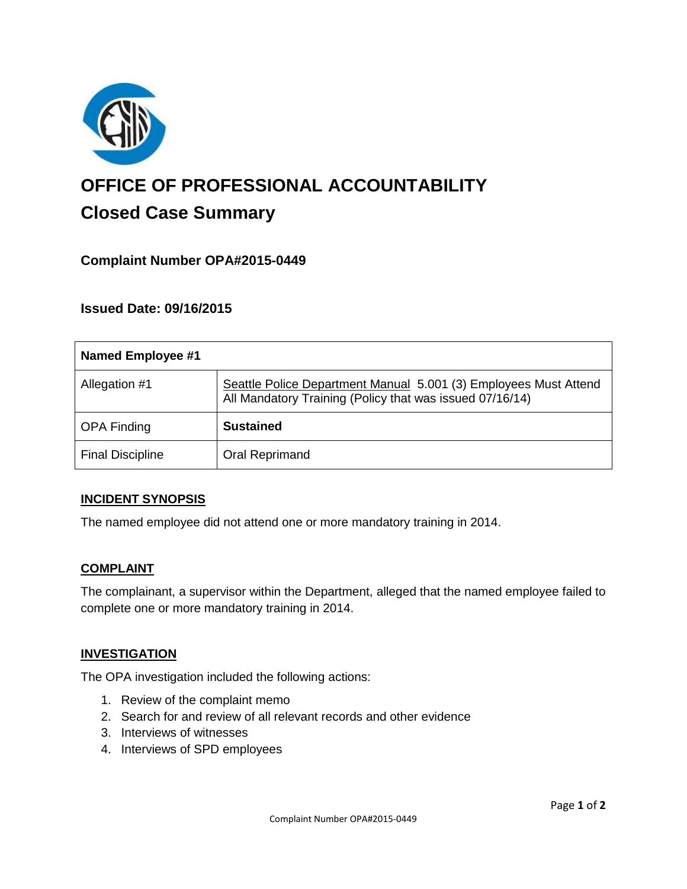# OFFICE OF PROFESSIONAL ACCOUNTABILITY

## Closed Case Summary

### Complaint Number OPA#2015-0449

### Issued Date: 09/16/2015

| Named Employee #1 | |
|---|---|
| Allegation #1 | Seattle Police Department Manual 5.001 (3) Employees Must Attend All Mandatory Training (Policy that was issued 07/16/14) |
| OPA Finding | **Sustained** |
| Final Discipline | Oral Reprimand |

**INCIDENT SYNOPSIS**

The named employee did not attend one or more mandatory training in 2014.

**COMPLAINT**

The complainant, a supervisor within the Department, alleged that the named employee failed to complete one or more mandatory training in 2014.

**INVESTIGATION**

The OPA investigation included the following actions:

1. Review of the complaint memo
2. Search for and review of all relevant records and other evidence
3. Interviews of witnesses
4. Interviews of SPD employees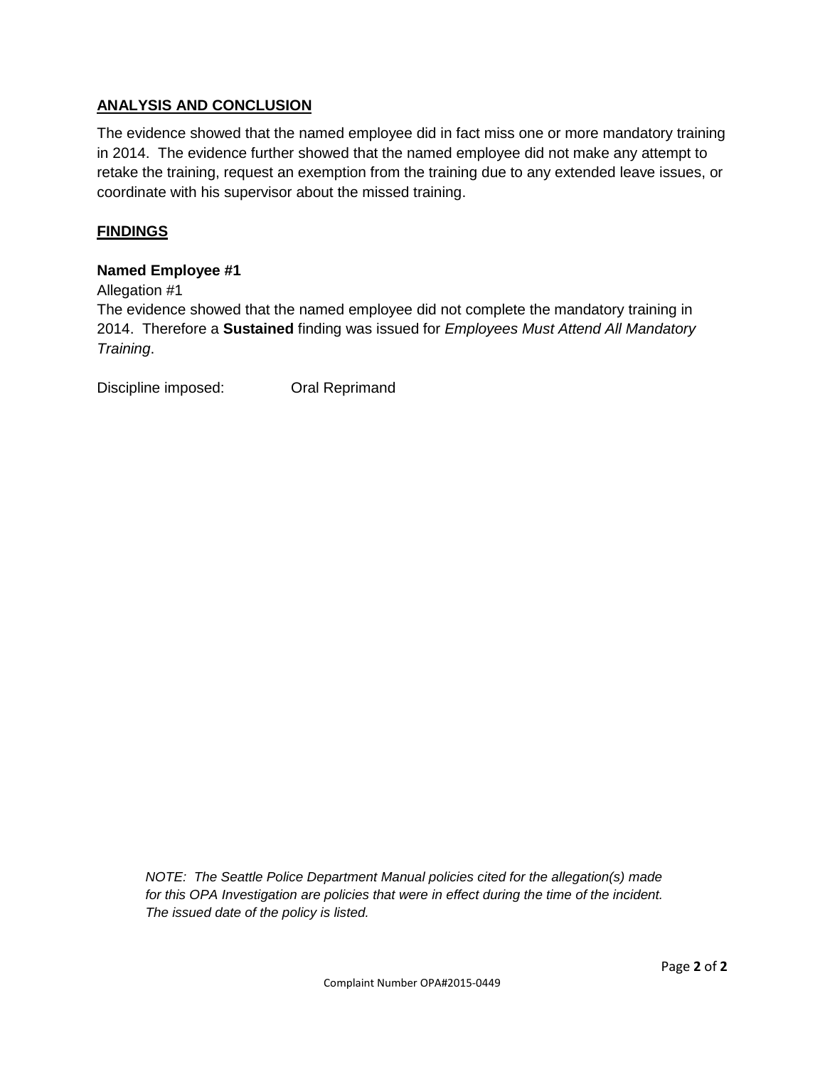## ANALYSIS AND CONCLUSION

The evidence showed that the named employee did in fact miss one or more mandatory training in 2014. The evidence further showed that the named employee did not make any attempt to retake the training, request an exemption from the training due to any extended leave issues, or coordinate with his supervisor about the missed training.

## FINDINGS

**Named Employee #1**

Allegation #1

The evidence showed that the named employee did not complete the mandatory training in 2014. Therefore a **Sustained** finding was issued for *Employees Must Attend All Mandatory Training*.

Discipline imposed: Oral Reprimand

*NOTE: The Seattle Police Department Manual policies cited for the allegation(s) made for this OPA Investigation are policies that were in effect during the time of the incident. The issued date of the policy is listed.*

Complaint Number OPA#2015-0449